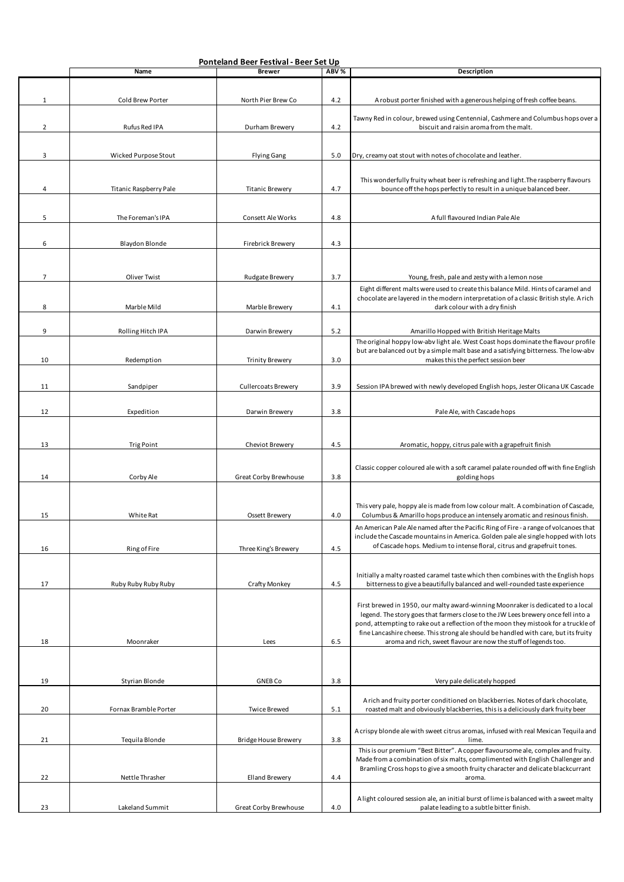**Ponteland Beer Festival - Beer Set Up**

| | Name | Brewer | ABV % | Description |
|---|---|---|---|---|
| 1 | Cold Brew Porter | North Pier Brew Co | 4.2 | A robust porter finished with a generous helping of fresh coffee beans. |
| 2 | Rufus Red IPA | Durham Brewery | 4.2 | Tawny Red in colour, brewed using Centennial, Cashmere and Columbus hops over a biscuit and raisin aroma from the malt. |
| 3 | Wicked Purpose Stout | Flying Gang | 5.0 | Dry, creamy oat stout with notes of chocolate and leather. |
| 4 | Titanic Raspberry Pale | Titanic Brewery | 4.7 | This wonderfully fruity wheat beer is refreshing and light.The raspberry flavours bounce off the hops perfectly to result in a unique balanced beer. |
| 5 | The Foreman's IPA | Consett Ale Works | 4.8 | A full flavoured Indian Pale Ale |
| 6 | Blaydon Blonde | Firebrick Brewery | 4.3 | |
| 7 | Oliver Twist | Rudgate Brewery | 3.7 | Young, fresh, pale and zesty with a lemon nose |
| 8 | Marble Mild | Marble Brewery | 4.1 | Eight different malts were used to create this balance Mild. Hints of caramel and chocolate are layered in the modern interpretation of a classic British style. A rich dark colour with a dry finish |
| 9 | Rolling Hitch IPA | Darwin Brewery | 5.2 | Amarillo Hopped with British Heritage Malts |
| 10 | Redemption | Trinity Brewery | 3.0 | The original hoppy low-abv light ale. West Coast hops dominate the flavour profile but are balanced out by a simple malt base and a satisfying bitterness. The low-abv makes this the perfect session beer |
| 11 | Sandpiper | Cullercoats Brewery | 3.9 | Session IPA brewed with newly developed English hops, Jester Olicana UK Cascade |
| 12 | Expedition | Darwin Brewery | 3.8 | Pale Ale, with Cascade hops |
| 13 | Trig Point | Cheviot Brewery | 4.5 | Aromatic, hoppy, citrus pale with a grapefruit finish |
| 14 | Corby Ale | Great Corby Brewhouse | 3.8 | Classic copper coloured ale with a soft caramel palate rounded off with fine English golding hops |
| 15 | White Rat | Ossett Brewery | 4.0 | This very pale, hoppy ale is made from low colour malt. A combination of Cascade, Columbus & Amarillo hops produce an intensely aromatic and resinous finish. |
| 16 | Ring of Fire | Three King's Brewery | 4.5 | An American Pale Ale named after the Pacific Ring of Fire - a range of volcanoes that include the Cascade mountains in America. Golden pale ale single hopped with lots of Cascade hops. Medium to intense floral, citrus and grapefruit tones. |
| 17 | Ruby Ruby Ruby Ruby | Crafty Monkey | 4.5 | Initially a malty roasted caramel taste which then combines with the English hops bitterness to give a beautifully balanced and well-rounded taste experience |
| 18 | Moonraker | Lees | 6.5 | First brewed in 1950, our malty award-winning Moonraker is dedicated to a local legend. The story goes that farmers close to the JW Lees brewery once fell into a pond, attempting to rake out a reflection of the moon they mistook for a truckle of fine Lancashire cheese. This strong ale should be handled with care, but its fruity aroma and rich, sweet flavour are now the stuff of legends too. |
| 19 | Styrian Blonde | GNEB Co | 3.8 | Very pale delicately hopped |
| 20 | Fornax Bramble Porter | Twice Brewed | 5.1 | A rich and fruity porter conditioned on blackberries. Notes of dark chocolate, roasted malt and obviously blackberries, this is a deliciously dark fruity beer |
| 21 | Tequila Blonde | Bridge House Brewery | 3.8 | A crispy blonde ale with sweet citrus aromas, infused with real Mexican Tequila and lime. |
| 22 | Nettle Thrasher | Elland Brewery | 4.4 | This is our premium "Best Bitter". A copper flavoursome ale, complex and fruity. Made from a combination of six malts, complimented with English Challenger and Bramling Cross hops to give a smooth fruity character and delicate blackcurrant aroma. |
| 23 | Lakeland Summit | Great Corby Brewhouse | 4.0 | A light coloured session ale, an initial burst of lime is balanced with a sweet malty palate leading to a subtle bitter finish. |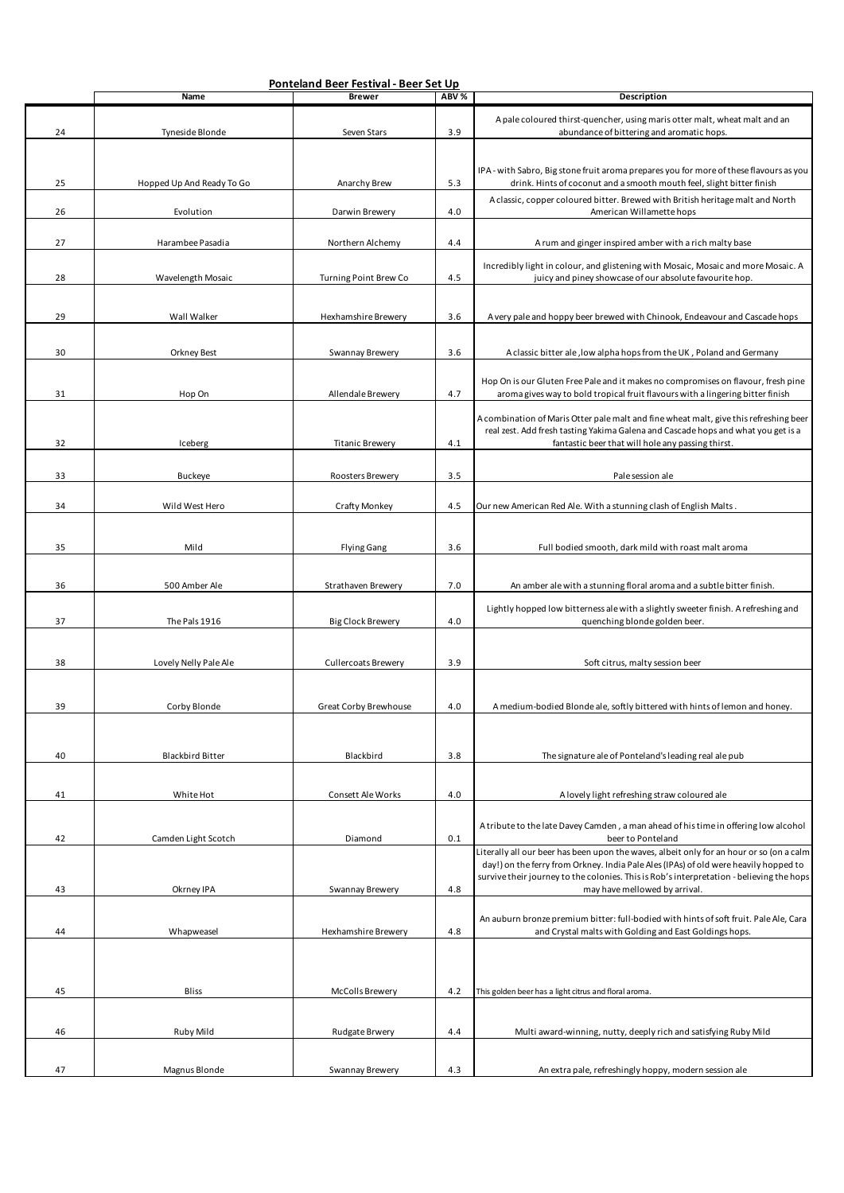**Ponteland Beer Festival - Beer Set Up**

| | Name | Brewer | ABV % | Description |
|---|---|---|---|---|
| 24 | Tyneside Blonde | Seven Stars | 3.9 | A pale coloured thirst-quencher, using maris otter malt, wheat malt and an abundance of bittering and aromatic hops. |
| 25 | Hopped Up And Ready To Go | Anarchy Brew | 5.3 | IPA - with Sabro, Big stone fruit aroma prepares you for more of these flavours as you drink. Hints of coconut and a smooth mouth feel, slight bitter finish |
| 26 | Evolution | Darwin Brewery | 4.0 | A classic, copper coloured bitter. Brewed with British heritage malt and North American Willamette hops |
| 27 | Harambee Pasadia | Northern Alchemy | 4.4 | A rum and ginger inspired amber with a rich malty base |
| 28 | Wavelength Mosaic | Turning Point Brew Co | 4.5 | Incredibly light in colour, and glistening with Mosaic, Mosaic and more Mosaic. A juicy and piney showcase of our absolute favourite hop. |
| 29 | Wall Walker | Hexhamshire Brewery | 3.6 | A very pale and hoppy beer brewed with Chinook, Endeavour and Cascade hops |
| 30 | Orkney Best | Swannay Brewery | 3.6 | A classic bitter ale ,low alpha hops from the UK , Poland and Germany |
| 31 | Hop On | Allendale Brewery | 4.7 | Hop On is our Gluten Free Pale and it makes no compromises on flavour, fresh pine aroma gives way to bold tropical fruit flavours with a lingering bitter finish |
| 32 | Iceberg | Titanic Brewery | 4.1 | A combination of Maris Otter pale malt and fine wheat malt, give this refreshing beer real zest. Add fresh tasting Yakima Galena and Cascade hops and what you get is a fantastic beer that will hole any passing thirst. |
| 33 | Buckeye | Roosters Brewery | 3.5 | Pale session ale |
| 34 | Wild West Hero | Crafty Monkey | 4.5 | Our new American Red Ale. With a stunning clash of English Malts . |
| 35 | Mild | Flying Gang | 3.6 | Full bodied smooth, dark mild with roast malt aroma |
| 36 | 500 Amber Ale | Strathaven Brewery | 7.0 | An amber ale with a stunning floral aroma and a subtle bitter finish. |
| 37 | The Pals 1916 | Big Clock Brewery | 4.0 | Lightly hopped low bitterness ale with a slightly sweeter finish. A refreshing and quenching blonde golden beer. |
| 38 | Lovely Nelly Pale Ale | Cullercoats Brewery | 3.9 | Soft citrus, malty session beer |
| 39 | Corby Blonde | Great Corby Brewhouse | 4.0 | A medium-bodied Blonde ale, softly bittered with hints of lemon and honey. |
| 40 | Blackbird Bitter | Blackbird | 3.8 | The signature ale of Ponteland's leading real ale pub |
| 41 | White Hot | Consett Ale Works | 4.0 | A lovely light refreshing straw coloured ale |
| 42 | Camden Light Scotch | Diamond | 0.1 | A tribute to the late Davey Camden , a man ahead of his time in offering low alcohol beer to Ponteland |
| 43 | Okrney IPA | Swannay Brewery | 4.8 | Literally all our beer has been upon the waves, albeit only for an hour or so (on a calm day!) on the ferry from Orkney. India Pale Ales (IPAs) of old were heavily hopped to survive their journey to the colonies. This is Rob's interpretation - believing the hops may have mellowed by arrival. |
| 44 | Whapweasel | Hexhamshire Brewery | 4.8 | An auburn bronze premium bitter: full-bodied with hints of soft fruit. Pale Ale, Cara and Crystal malts with Golding and East Goldings hops. |
| 45 | Bliss | McColls Brewery | 4.2 | This golden beer has a light citrus and floral aroma. |
| 46 | Ruby Mild | Rudgate Brwery | 4.4 | Multi award-winning, nutty, deeply rich and satisfying Ruby Mild |
| 47 | Magnus Blonde | Swannay Brewery | 4.3 | An extra pale, refreshingly hoppy, modern session ale |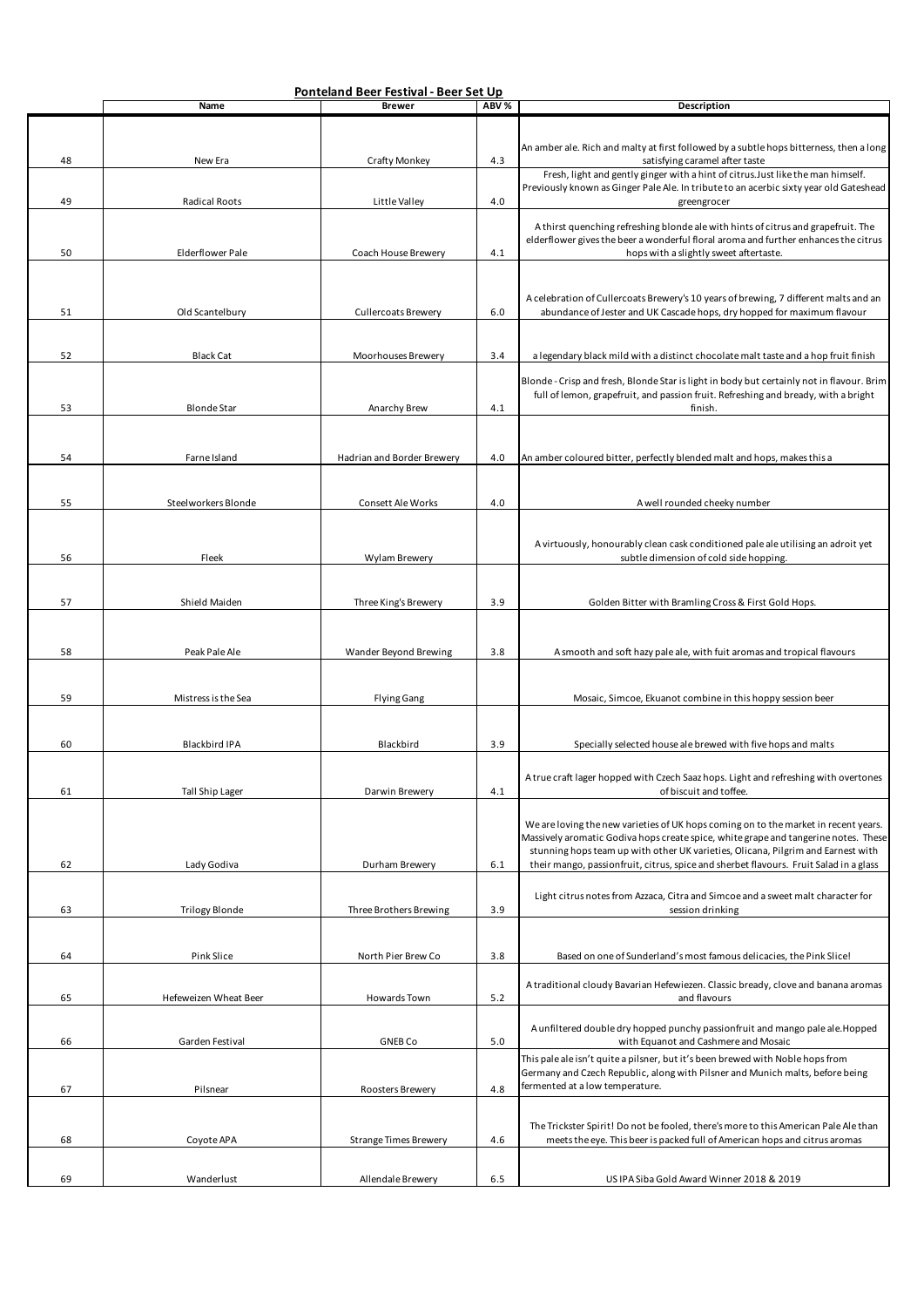**Ponteland Beer Festival - Beer Set Up**

| | Name | Brewer | ABV % | Description |
|---|---|---|---|---|
| 48 | New Era | Crafty Monkey | 4.3 | An amber ale. Rich and malty at first followed by a subtle hops bitterness, then a long satisfying caramel after taste |
| 49 | Radical Roots | Little Valley | 4.0 | Fresh, light and gently ginger with a hint of citrus.Just like the man himself. Previously known as Ginger Pale Ale. In tribute to an acerbic sixty year old Gateshead greengrocer |
| 50 | Elderflower Pale | Coach House Brewery | 4.1 | A thirst quenching refreshing blonde ale with hints of citrus and grapefruit. The elderflower gives the beer a wonderful floral aroma and further enhances the citrus hops with a slightly sweet aftertaste. |
| 51 | Old Scantelbury | Cullercoats Brewery | 6.0 | A celebration of Cullercoats Brewery's 10 years of brewing, 7 different malts and an abundance of Jester and UK Cascade hops, dry hopped for maximum flavour |
| 52 | Black Cat | Moorhouses Brewery | 3.4 | a legendary black mild with a distinct chocolate malt taste and a hop fruit finish |
| 53 | Blonde Star | Anarchy Brew | 4.1 | Blonde - Crisp and fresh, Blonde Star is light in body but certainly not in flavour. Brim full of lemon, grapefruit, and passion fruit. Refreshing and bready, with a bright finish. |
| 54 | Farne Island | Hadrian and Border Brewery | 4.0 | An amber coloured bitter, perfectly blended malt and hops, makes this a |
| 55 | Steelworkers Blonde | Consett Ale Works | 4.0 | A well rounded cheeky number |
| 56 | Fleek | Wylam Brewery | | A virtuously, honourably clean cask conditioned pale ale utilising an adroit yet subtle dimension of cold side hopping. |
| 57 | Shield Maiden | Three King's Brewery | 3.9 | Golden Bitter with Bramling Cross & First Gold Hops. |
| 58 | Peak Pale Ale | Wander Beyond Brewing | 3.8 | A smooth and soft hazy pale ale, with fuit aromas and tropical flavours |
| 59 | Mistress is the Sea | Flying Gang | | Mosaic, Simcoe, Ekuanot combine in this hoppy session beer |
| 60 | Blackbird IPA | Blackbird | 3.9 | Specially selected house ale brewed with five hops and malts |
| 61 | Tall Ship Lager | Darwin Brewery | 4.1 | A true craft lager hopped with Czech Saaz hops. Light and refreshing with overtones of biscuit and toffee. |
| 62 | Lady Godiva | Durham Brewery | 6.1 | We are loving the new varieties of UK hops coming on to the market in recent years. Massively aromatic Godiva hops create spice, white grape and tangerine notes. These stunning hops team up with other UK varieties, Olicana, Pilgrim and Earnest with their mango, passionfruit, citrus, spice and sherbet flavours. Fruit Salad in a glass |
| 63 | Trilogy Blonde | Three Brothers Brewing | 3.9 | Light citrus notes from Azzaca, Citra and Simcoe and a sweet malt character for session drinking |
| 64 | Pink Slice | North Pier Brew Co | 3.8 | Based on one of Sunderland's most famous delicacies, the Pink Slice! |
| 65 | Hefeweizen Wheat Beer | Howards Town | 5.2 | A traditional cloudy Bavarian Hefewiezen. Classic bready, clove and banana aromas and flavours |
| 66 | Garden Festival | GNEB Co | 5.0 | A unfiltered double dry hopped punchy passionfruit and mango pale ale.Hopped with Equanot and Cashmere and Mosaic |
| 67 | Pilsnear | Roosters Brewery | 4.8 | This pale ale isn't quite a pilsner, but it's been brewed with Noble hops from Germany and Czech Republic, along with Pilsner and Munich malts, before being fermented at a low temperature. |
| 68 | Coyote APA | Strange Times Brewery | 4.6 | The Trickster Spirit! Do not be fooled, there's more to this American Pale Ale than meets the eye. This beer is packed full of American hops and citrus aromas |
| 69 | Wanderlust | Allendale Brewery | 6.5 | US IPA Siba Gold Award Winner 2018 & 2019 |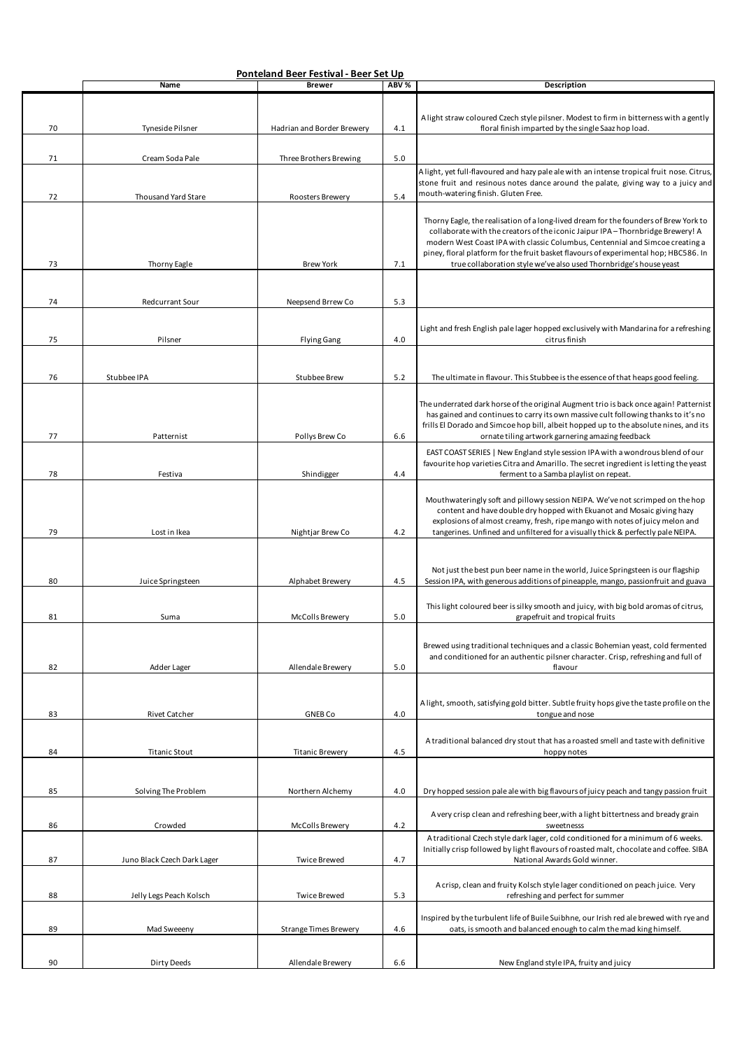**Ponteland Beer Festival - Beer Set Up**

| | Name | Brewer | ABV % | Description |
|---|---|---|---|---|
| 70 | Tyneside Pilsner | Hadrian and Border Brewery | 4.1 | A light straw coloured Czech style pilsner. Modest to firm in bitterness with a gently floral finish imparted by the single Saaz hop load. |
| 71 | Cream Soda Pale | Three Brothers Brewing | 5.0 | |
| 72 | Thousand Yard Stare | Roosters Brewery | 5.4 | A light, yet full-flavoured and hazy pale ale with an intense tropical fruit nose. Citrus, stone fruit and resinous notes dance around the palate, giving way to a juicy and mouth-watering finish. Gluten Free. |
| 73 | Thorny Eagle | Brew York | 7.1 | Thorny Eagle, the realisation of a long-lived dream for the founders of Brew York to collaborate with the creators of the iconic Jaipur IPA – Thornbridge Brewery! A modern West Coast IPA with classic Columbus, Centennial and Simcoe creating a piney, floral platform for the fruit basket flavours of experimental hop; HBC586. In true collaboration style we've also used Thornbridge's house yeast |
| 74 | Redcurrant Sour | Neepsend Brrew Co | 5.3 | |
| 75 | Pilsner | Flying Gang | 4.0 | Light and fresh English pale lager hopped exclusively with Mandarina for a refreshing citrus finish |
| 76 | Stubbee IPA | Stubbee Brew | 5.2 | The ultimate in flavour. This Stubbee is the essence of that heaps good feeling. |
| 77 | Patternist | Pollys Brew Co | 6.6 | The underrated dark horse of the original Augment trio is back once again! Patternist has gained and continues to carry its own massive cult following thanks to it's no frills El Dorado and Simcoe hop bill, albeit hopped up to the absolute nines, and its ornate tiling artwork garnering amazing feedback |
| 78 | Festiva | Shindigger | 4.4 | EAST COAST SERIES \| New England style session IPA with a wondrous blend of our favourite hop varieties Citra and Amarillo. The secret ingredient is letting the yeast ferment to a Samba playlist on repeat. |
| 79 | Lost in Ikea | Nightjar Brew Co | 4.2 | Mouthwateringly soft and pillowy session NEIPA. We've not scrimped on the hop content and have double dry hopped with Ekuanot and Mosaic giving hazy explosions of almost creamy, fresh, ripe mango with notes of juicy melon and tangerines. Unfined and unfiltered for a visually thick & perfectly pale NEIPA. |
| 80 | Juice Springsteen | Alphabet Brewery | 4.5 | Not just the best pun beer name in the world, Juice Springsteen is our flagship Session IPA, with generous additions of pineapple, mango, passionfruit and guava |
| 81 | Suma | McColls Brewery | 5.0 | This light coloured beer is silky smooth and juicy, with big bold aromas of citrus, grapefruit and tropical fruits |
| 82 | Adder Lager | Allendale Brewery | 5.0 | Brewed using traditional techniques and a classic Bohemian yeast, cold fermented and conditioned for an authentic pilsner character. Crisp, refreshing and full of flavour |
| 83 | Rivet Catcher | GNEB Co | 4.0 | A light, smooth, satisfying gold bitter. Subtle fruity hops give the taste profile on the tongue and nose |
| 84 | Titanic Stout | Titanic Brewery | 4.5 | A traditional balanced dry stout that has a roasted smell and taste with definitive hoppy notes |
| 85 | Solving The Problem | Northern Alchemy | 4.0 | Dry hopped session pale ale with big flavours of juicy peach and tangy passion fruit |
| 86 | Crowded | McColls Brewery | 4.2 | A very crisp clean and refreshing beer,with a light bittertness and bready grain sweetnesss |
| 87 | Juno Black Czech Dark Lager | Twice Brewed | 4.7 | A traditional Czech style dark lager, cold conditioned for a minimum of 6 weeks. Initially crisp followed by light flavours of roasted malt, chocolate and coffee. SIBA National Awards Gold winner. |
| 88 | Jelly Legs Peach Kolsch | Twice Brewed | 5.3 | A crisp, clean and fruity Kolsch style lager conditioned on peach juice. Very refreshing and perfect for summer |
| 89 | Mad Sweeeny | Strange Times Brewery | 4.6 | Inspired by the turbulent life of Buile Suibhne, our Irish red ale brewed with rye and oats, is smooth and balanced enough to calm the mad king himself. |
| 90 | Dirty Deeds | Allendale Brewery | 6.6 | New England style IPA, fruity and juicy |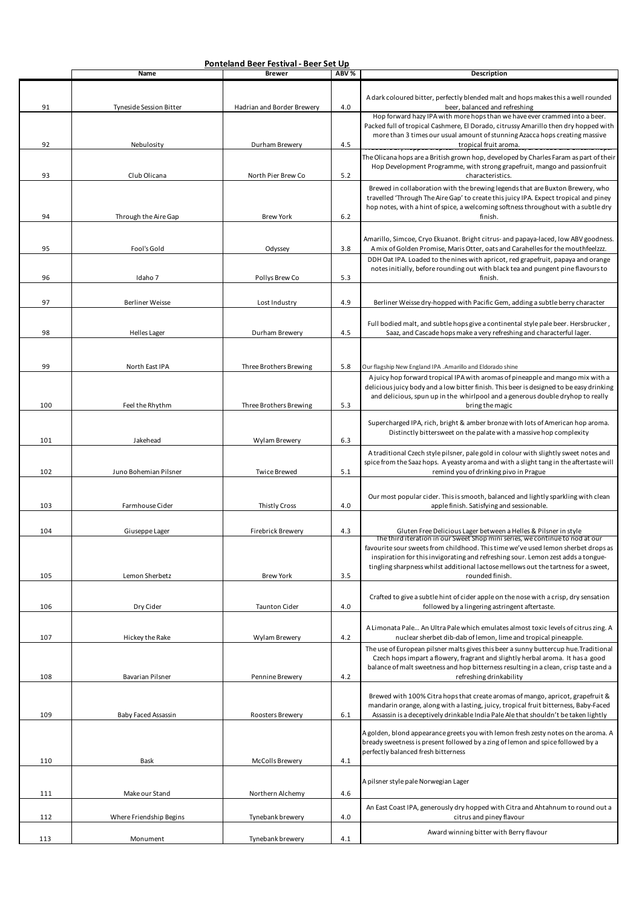## Ponteland Beer Festival - Beer Set Up

| | Name | Brewer | ABV % | Description |
|---|---|---|---|---|
| 91 | Tyneside Session Bitter | Hadrian and Border Brewery | 4.0 | A dark coloured bitter, perfectly blended malt and hops makes this a well rounded beer, balanced and refreshing |
| 92 | Nebulosity | Durham Brewery | 4.5 | Hop forward hazy IPA with more hops than we have ever crammed into a beer. Packed full of tropical Cashmere, El Dorado, citrussy Amarillo then dry hopped with more than 3 times our usual amount of stunning Azacca hops creating massive tropical fruit aroma. |
| 93 | Club Olicana | North Pier Brew Co | 5.2 | The Olicana hops are a British grown hop, developed by Charles Faram as part of their Hop Development Programme, with strong grapefruit, mango and passionfruit characteristics. |
| 94 | Through the Aire Gap | Brew York | 6.2 | Brewed in collaboration with the brewing legends that are Buxton Brewery, who travelled 'Through The Aire Gap' to create this juicy IPA. Expect tropical and piney hop notes, with a hint of spice, a welcoming softness throughout with a subtle dry finish. |
| 95 | Fool's Gold | Odyssey | 3.8 | Amarillo, Simcoe, Cryo Ekuanot. Bright citrus- and papaya-laced, low ABV goodness. A mix of Golden Promise, Maris Otter, oats and Carahelles for the mouthfeelzzz. |
| 96 | Idaho 7 | Pollys Brew Co | 5.3 | DDH Oat IPA. Loaded to the nines with apricot, red grapefruit, papaya and orange notes initially, before rounding out with black tea and pungent pine flavours to finish. |
| 97 | Berliner Weisse | Lost Industry | 4.9 | Berliner Weisse dry-hopped with Pacific Gem, adding a subtle berry character |
| 98 | Helles Lager | Durham Brewery | 4.5 | Full bodied malt, and subtle hops give a continental style pale beer. Hersbrucker , Saaz, and Cascade hops make a very refreshing and characterful lager. |
| 99 | North East IPA | Three Brothers Brewing | 5.8 | Our flagship New England IPA . Amarillo and Eldorado shine |
| 100 | Feel the Rhythm | Three Brothers Brewing | 5.3 | A juicy hop forward tropical IPA with aromas of pineapple and mango mix with a delicious juicy body and a low bitter finish. This beer is designed to be easy drinking and delicious, spun up in the whirlpool and a generous double dryhop to really bring the magic |
| 101 | Jakehead | Wylam Brewery | 6.3 | Supercharged IPA, rich, bright & amber bronze with lots of American hop aroma. Distinctly bittersweet on the palate with a massive hop complexity |
| 102 | Juno Bohemian Pilsner | Twice Brewed | 5.1 | A traditional Czech style pilsner, pale gold in colour with slightly sweet notes and spice from the Saaz hops. A yeasty aroma and with a slight tang in the aftertaste will remind you of drinking pivo in Prague |
| 103 | Farmhouse Cider | Thistly Cross | 4.0 | Our most popular cider. This is smooth, balanced and lightly sparkling with clean apple finish. Satisfying and sessionable. |
| 104 | Giuseppe Lager | Firebrick Brewery | 4.3 | Gluten Free Delicious Lager between a Helles & Pilsner in style |
| 105 | Lemon Sherbetz | Brew York | 3.5 | The third iteration in our Sweet Shop mini series, we continue to nod at our favourite sour sweets from childhood. This time we've used lemon sherbet drops as inspiration for this invigorating and refreshing sour. Lemon zest adds a tongue-tingling sharpness whilst additional lactose mellows out the tartness for a sweet, rounded finish. |
| 106 | Dry Cider | Taunton Cider | 4.0 | Crafted to give a subtle hint of cider apple on the nose with a crisp, dry sensation followed by a lingering astringent aftertaste. |
| 107 | Hickey the Rake | Wylam Brewery | 4.2 | A Limonata Pale… An Ultra Pale which emulates almost toxic levels of citrus zing. A nuclear sherbet dib-dab of lemon, lime and tropical pineapple. |
| 108 | Bavarian Pilsner | Pennine Brewery | 4.2 | The use of European pilsner malts gives this beer a sunny buttercup hue.Traditional Czech hops impart a flowery, fragrant and slightly herbal aroma. It has a good balance of malt sweetness and hop bitterness resulting in a clean, crisp taste and a refreshing drinkability |
| 109 | Baby Faced Assassin | Roosters Brewery | 6.1 | Brewed with 100% Citra hops that create aromas of mango, apricot, grapefruit & mandarin orange, along with a lasting, juicy, tropical fruit bitterness, Baby-Faced Assassin is a deceptively drinkable India Pale Ale that shouldn't be taken lightly |
| 110 | Bask | McColls Brewery | 4.1 | A golden, blond appearance greets you with lemon fresh zesty notes on the aroma. A bready sweetness is present followed by a zing of lemon and spice followed by a perfectly balanced fresh bitterness |
| 111 | Make our Stand | Northern Alchemy | 4.6 | A pilsner style pale Norwegian Lager |
| 112 | Where Friendship Begins | Tynebank brewery | 4.0 | An East Coast IPA, generously dry hopped with Citra and Ahtahnum to round out a citrus and piney flavour |
| 113 | Monument | Tynebank brewery | 4.1 | Award winning bitter with Berry flavour |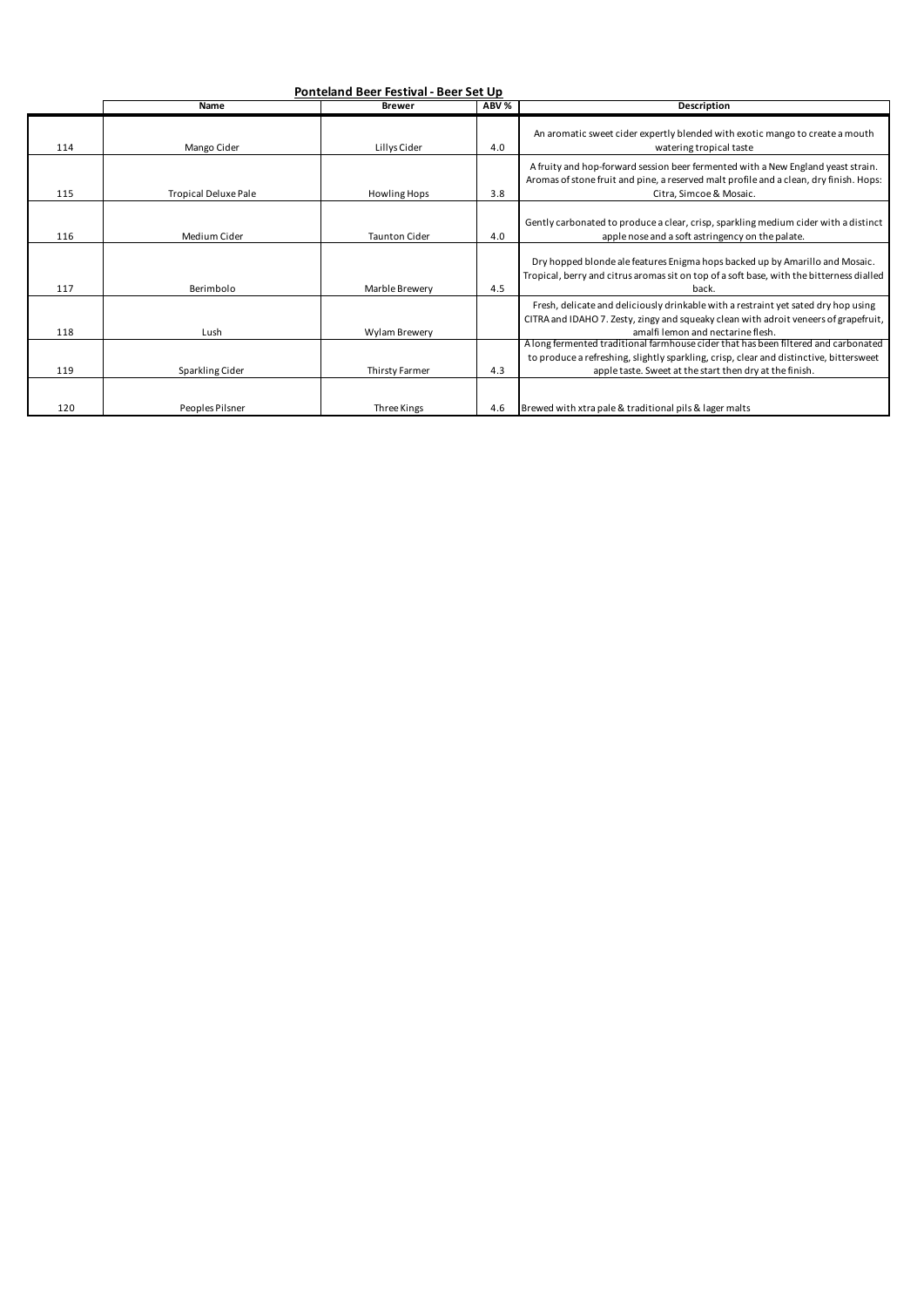**Ponteland Beer Festival - Beer Set Up**

| | Name | Brewer | ABV % | Description |
|---|---|---|---|---|
| 114 | Mango Cider | Lillys Cider | 4.0 | An aromatic sweet cider expertly blended with exotic mango to create a mouth watering tropical taste |
| 115 | Tropical Deluxe Pale | Howling Hops | 3.8 | A fruity and hop-forward session beer fermented with a New England yeast strain. Aromas of stone fruit and pine, a reserved malt profile and a clean, dry finish. Hops: Citra, Simcoe & Mosaic. |
| 116 | Medium Cider | Taunton Cider | 4.0 | Gently carbonated to produce a clear, crisp, sparkling medium cider with a distinct apple nose and a soft astringency on the palate. |
| 117 | Berimbolo | Marble Brewery | 4.5 | Dry hopped blonde ale features Enigma hops backed up by Amarillo and Mosaic. Tropical, berry and citrus aromas sit on top of a soft base, with the bitterness dialled back. |
| 118 | Lush | Wylam Brewery | | Fresh, delicate and deliciously drinkable with a restraint yet sated dry hop using CITRA and IDAHO 7. Zesty, zingy and squeaky clean with adroit veneers of grapefruit, amalfi lemon and nectarine flesh. |
| 119 | Sparkling Cider | Thirsty Farmer | 4.3 | A long fermented traditional farmhouse cider that has been filtered and carbonated to produce a refreshing, slightly sparkling, crisp, clear and distinctive, bittersweet apple taste. Sweet at the start then dry at the finish. |
| 120 | Peoples Pilsner | Three Kings | 4.6 | Brewed with xtra pale & traditional pils & lager malts |